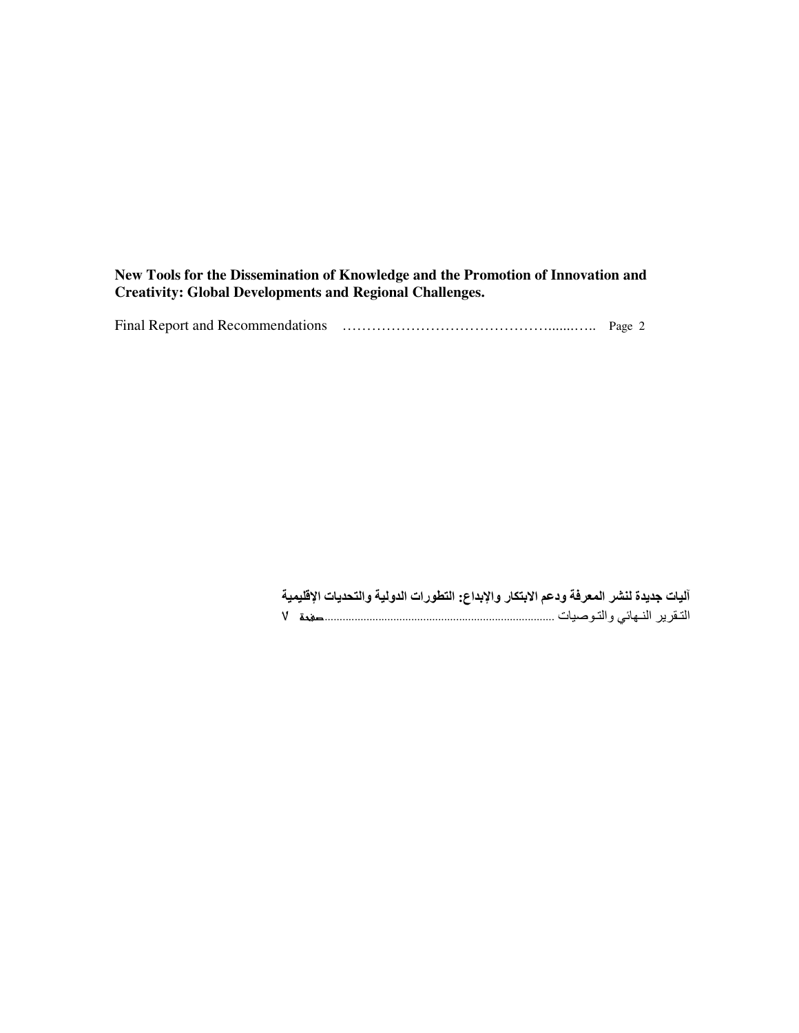**New Tools for the Dissemination of Knowledge and the Promotion of Innovation and Creativity: Global Developments and Regional Challenges.**

Final Report and Recommendations ……………………………………........….. Page 2

**آليات جديدة لنشر المعرفة ودعم الابتكار والإبداع: التطورات الدولية والتحديات الإقليمية**

التقرير النهائي والتوصيات .............................................................................**صفحة** ٧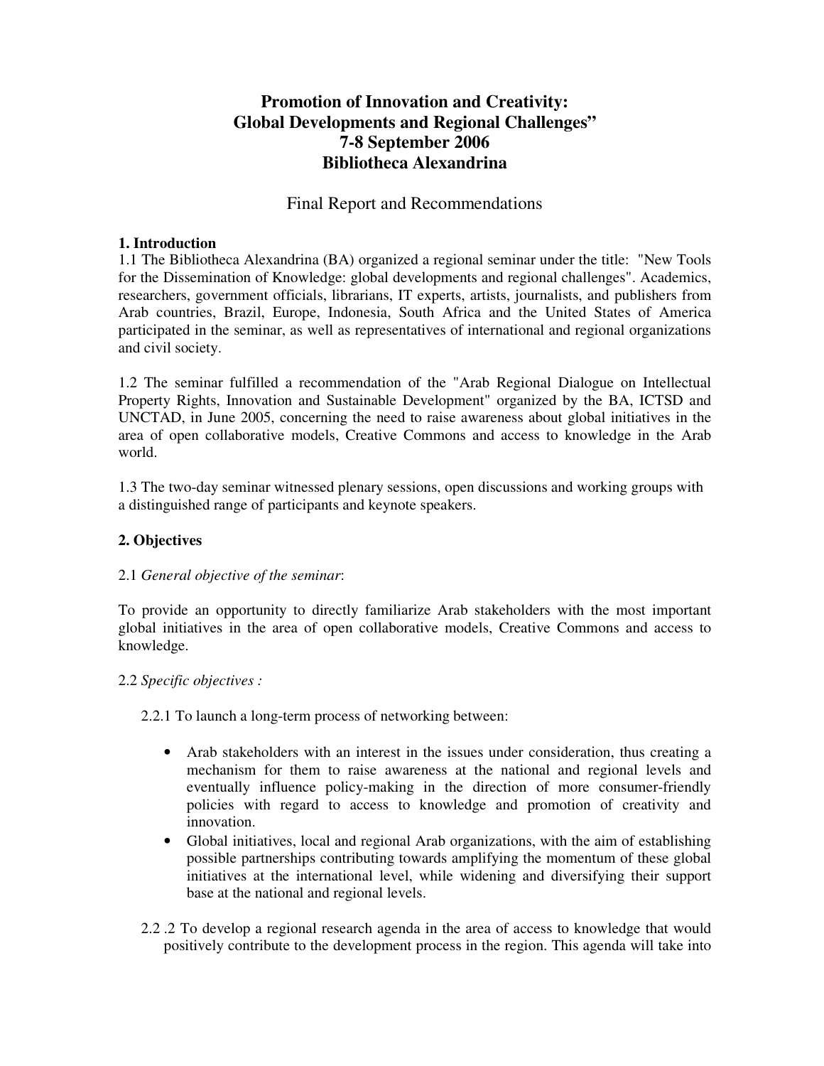# Promotion of Innovation and Creativity: Global Developments and Regional Challenges" 7-8 September 2006 Bibliotheca Alexandrina

## Final Report and Recommendations

### 1. Introduction

1.1 The Bibliotheca Alexandrina (BA) organized a regional seminar under the title: "New Tools for the Dissemination of Knowledge: global developments and regional challenges". Academics, researchers, government officials, librarians, IT experts, artists, journalists, and publishers from Arab countries, Brazil, Europe, Indonesia, South Africa and the United States of America participated in the seminar, as well as representatives of international and regional organizations and civil society.

1.2 The seminar fulfilled a recommendation of the "Arab Regional Dialogue on Intellectual Property Rights, Innovation and Sustainable Development" organized by the BA, ICTSD and UNCTAD, in June 2005, concerning the need to raise awareness about global initiatives in the area of open collaborative models, Creative Commons and access to knowledge in the Arab world.

1.3 The two-day seminar witnessed plenary sessions, open discussions and working groups with a distinguished range of participants and keynote speakers.

### 2. Objectives

2.1 *General objective of the seminar*:

To provide an opportunity to directly familiarize Arab stakeholders with the most important global initiatives in the area of open collaborative models, Creative Commons and access to knowledge.

2.2 *Specific objectives :*

2.2.1 To launch a long-term process of networking between:

- Arab stakeholders with an interest in the issues under consideration, thus creating a mechanism for them to raise awareness at the national and regional levels and eventually influence policy-making in the direction of more consumer-friendly policies with regard to access to knowledge and promotion of creativity and innovation.
- Global initiatives, local and regional Arab organizations, with the aim of establishing possible partnerships contributing towards amplifying the momentum of these global initiatives at the international level, while widening and diversifying their support base at the national and regional levels.

2.2 .2 To develop a regional research agenda in the area of access to knowledge that would positively contribute to the development process in the region. This agenda will take into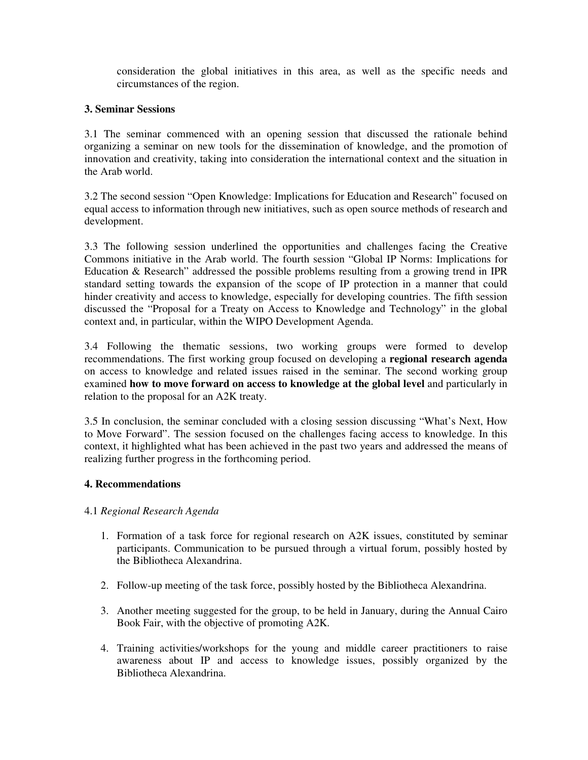consideration the global initiatives in this area, as well as the specific needs and circumstances of the region.

### 3. Seminar Sessions

3.1 The seminar commenced with an opening session that discussed the rationale behind organizing a seminar on new tools for the dissemination of knowledge, and the promotion of innovation and creativity, taking into consideration the international context and the situation in the Arab world.

3.2 The second session "Open Knowledge: Implications for Education and Research" focused on equal access to information through new initiatives, such as open source methods of research and development.

3.3 The following session underlined the opportunities and challenges facing the Creative Commons initiative in the Arab world. The fourth session "Global IP Norms: Implications for Education & Research" addressed the possible problems resulting from a growing trend in IPR standard setting towards the expansion of the scope of IP protection in a manner that could hinder creativity and access to knowledge, especially for developing countries. The fifth session discussed the "Proposal for a Treaty on Access to Knowledge and Technology" in the global context and, in particular, within the WIPO Development Agenda.

3.4 Following the thematic sessions, two working groups were formed to develop recommendations. The first working group focused on developing a **regional research agenda** on access to knowledge and related issues raised in the seminar. The second working group examined **how to move forward on access to knowledge at the global level** and particularly in relation to the proposal for an A2K treaty.

3.5 In conclusion, the seminar concluded with a closing session discussing "What's Next, How to Move Forward". The session focused on the challenges facing access to knowledge. In this context, it highlighted what has been achieved in the past two years and addressed the means of realizing further progress in the forthcoming period.

### 4. Recommendations

4.1 *Regional Research Agenda*

1. Formation of a task force for regional research on A2K issues, constituted by seminar participants. Communication to be pursued through a virtual forum, possibly hosted by the Bibliotheca Alexandrina.

2. Follow-up meeting of the task force, possibly hosted by the Bibliotheca Alexandrina.

3. Another meeting suggested for the group, to be held in January, during the Annual Cairo Book Fair, with the objective of promoting A2K.

4. Training activities/workshops for the young and middle career practitioners to raise awareness about IP and access to knowledge issues, possibly organized by the Bibliotheca Alexandrina.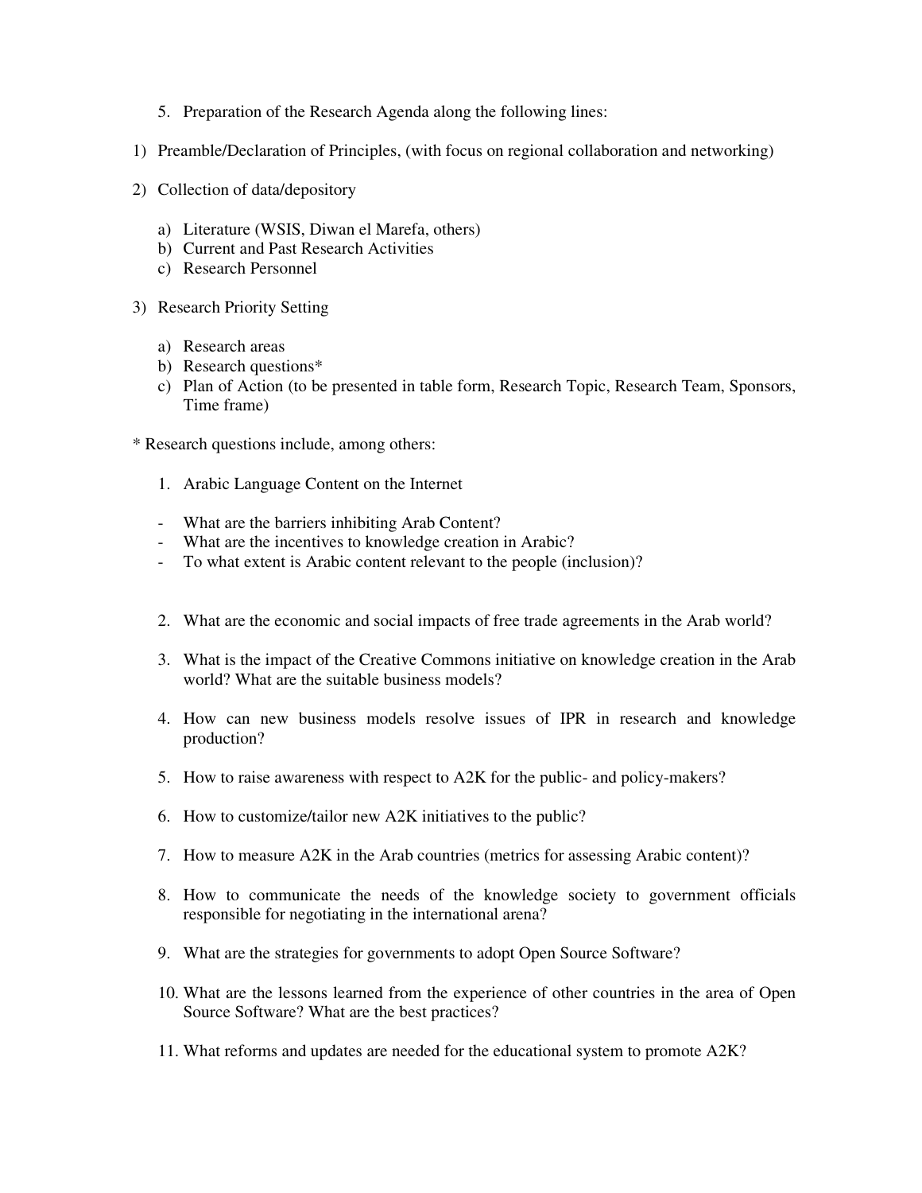5. Preparation of the Research Agenda along the following lines:

1) Preamble/Declaration of Principles, (with focus on regional collaboration and networking)

2) Collection of data/depository

   a) Literature (WSIS, Diwan el Marefa, others)
   b) Current and Past Research Activities
   c) Research Personnel

3) Research Priority Setting

   a) Research areas
   b) Research questions*
   c) Plan of Action (to be presented in table form, Research Topic, Research Team, Sponsors, Time frame)

* Research questions include, among others:

1. Arabic Language Content on the Internet

- What are the barriers inhibiting Arab Content?
- What are the incentives to knowledge creation in Arabic?
- To what extent is Arabic content relevant to the people (inclusion)?

2. What are the economic and social impacts of free trade agreements in the Arab world?

3. What is the impact of the Creative Commons initiative on knowledge creation in the Arab world? What are the suitable business models?

4. How can new business models resolve issues of IPR in research and knowledge production?

5. How to raise awareness with respect to A2K for the public- and policy-makers?

6. How to customize/tailor new A2K initiatives to the public?

7. How to measure A2K in the Arab countries (metrics for assessing Arabic content)?

8. How to communicate the needs of the knowledge society to government officials responsible for negotiating in the international arena?

9. What are the strategies for governments to adopt Open Source Software?

10. What are the lessons learned from the experience of other countries in the area of Open Source Software? What are the best practices?

11. What reforms and updates are needed for the educational system to promote A2K?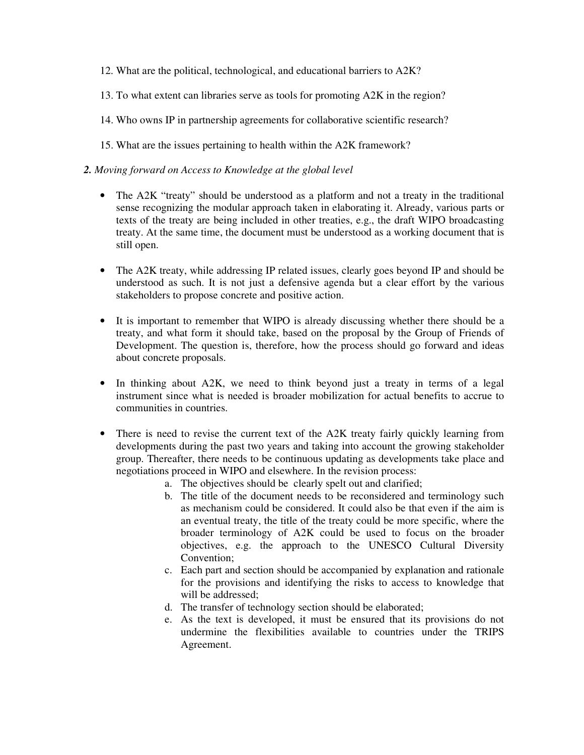12. What are the political, technological, and educational barriers to A2K?

13. To what extent can libraries serve as tools for promoting A2K in the region?

14. Who owns IP in partnership agreements for collaborative scientific research?

15. What are the issues pertaining to health within the A2K framework?

***2.** Moving forward on Access to Knowledge at the global level*

- The A2K "treaty" should be understood as a platform and not a treaty in the traditional sense recognizing the modular approach taken in elaborating it. Already, various parts or texts of the treaty are being included in other treaties, e.g., the draft WIPO broadcasting treaty. At the same time, the document must be understood as a working document that is still open.

- The A2K treaty, while addressing IP related issues, clearly goes beyond IP and should be understood as such. It is not just a defensive agenda but a clear effort by the various stakeholders to propose concrete and positive action.

- It is important to remember that WIPO is already discussing whether there should be a treaty, and what form it should take, based on the proposal by the Group of Friends of Development. The question is, therefore, how the process should go forward and ideas about concrete proposals.

- In thinking about A2K, we need to think beyond just a treaty in terms of a legal instrument since what is needed is broader mobilization for actual benefits to accrue to communities in countries.

- There is need to revise the current text of the A2K treaty fairly quickly learning from developments during the past two years and taking into account the growing stakeholder group. Thereafter, there needs to be continuous updating as developments take place and negotiations proceed in WIPO and elsewhere. In the revision process:
    a. The objectives should be clearly spelt out and clarified;
    b. The title of the document needs to be reconsidered and terminology such as mechanism could be considered. It could also be that even if the aim is an eventual treaty, the title of the treaty could be more specific, where the broader terminology of A2K could be used to focus on the broader objectives, e.g. the approach to the UNESCO Cultural Diversity Convention;
    c. Each part and section should be accompanied by explanation and rationale for the provisions and identifying the risks to access to knowledge that will be addressed;
    d. The transfer of technology section should be elaborated;
    e. As the text is developed, it must be ensured that its provisions do not undermine the flexibilities available to countries under the TRIPS Agreement.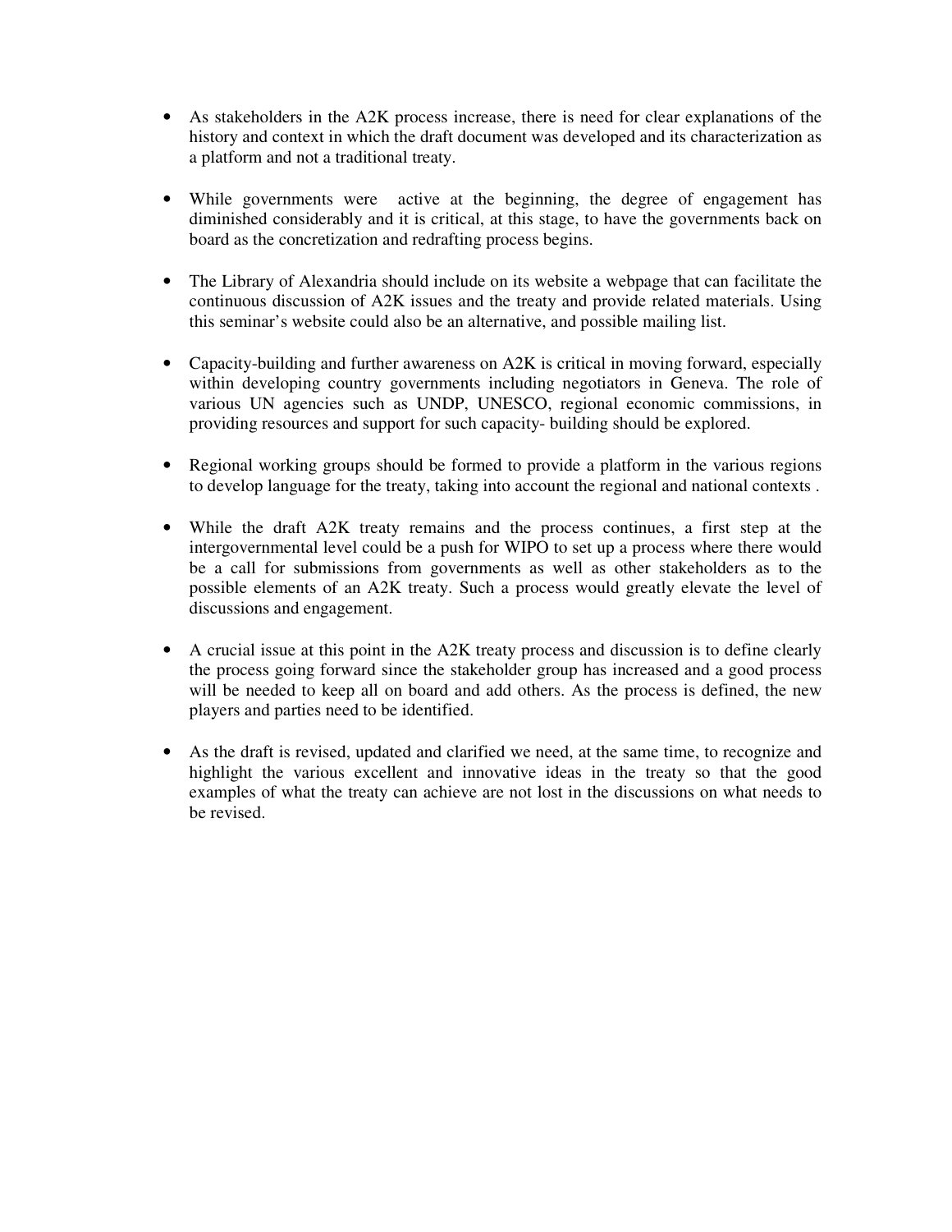- As stakeholders in the A2K process increase, there is need for clear explanations of the history and context in which the draft document was developed and its characterization as a platform and not a traditional treaty.

- While governments were active at the beginning, the degree of engagement has diminished considerably and it is critical, at this stage, to have the governments back on board as the concretization and redrafting process begins.

- The Library of Alexandria should include on its website a webpage that can facilitate the continuous discussion of A2K issues and the treaty and provide related materials. Using this seminar's website could also be an alternative, and possible mailing list.

- Capacity-building and further awareness on A2K is critical in moving forward, especially within developing country governments including negotiators in Geneva. The role of various UN agencies such as UNDP, UNESCO, regional economic commissions, in providing resources and support for such capacity- building should be explored.

- Regional working groups should be formed to provide a platform in the various regions to develop language for the treaty, taking into account the regional and national contexts .

- While the draft A2K treaty remains and the process continues, a first step at the intergovernmental level could be a push for WIPO to set up a process where there would be a call for submissions from governments as well as other stakeholders as to the possible elements of an A2K treaty. Such a process would greatly elevate the level of discussions and engagement.

- A crucial issue at this point in the A2K treaty process and discussion is to define clearly the process going forward since the stakeholder group has increased and a good process will be needed to keep all on board and add others. As the process is defined, the new players and parties need to be identified.

- As the draft is revised, updated and clarified we need, at the same time, to recognize and highlight the various excellent and innovative ideas in the treaty so that the good examples of what the treaty can achieve are not lost in the discussions on what needs to be revised.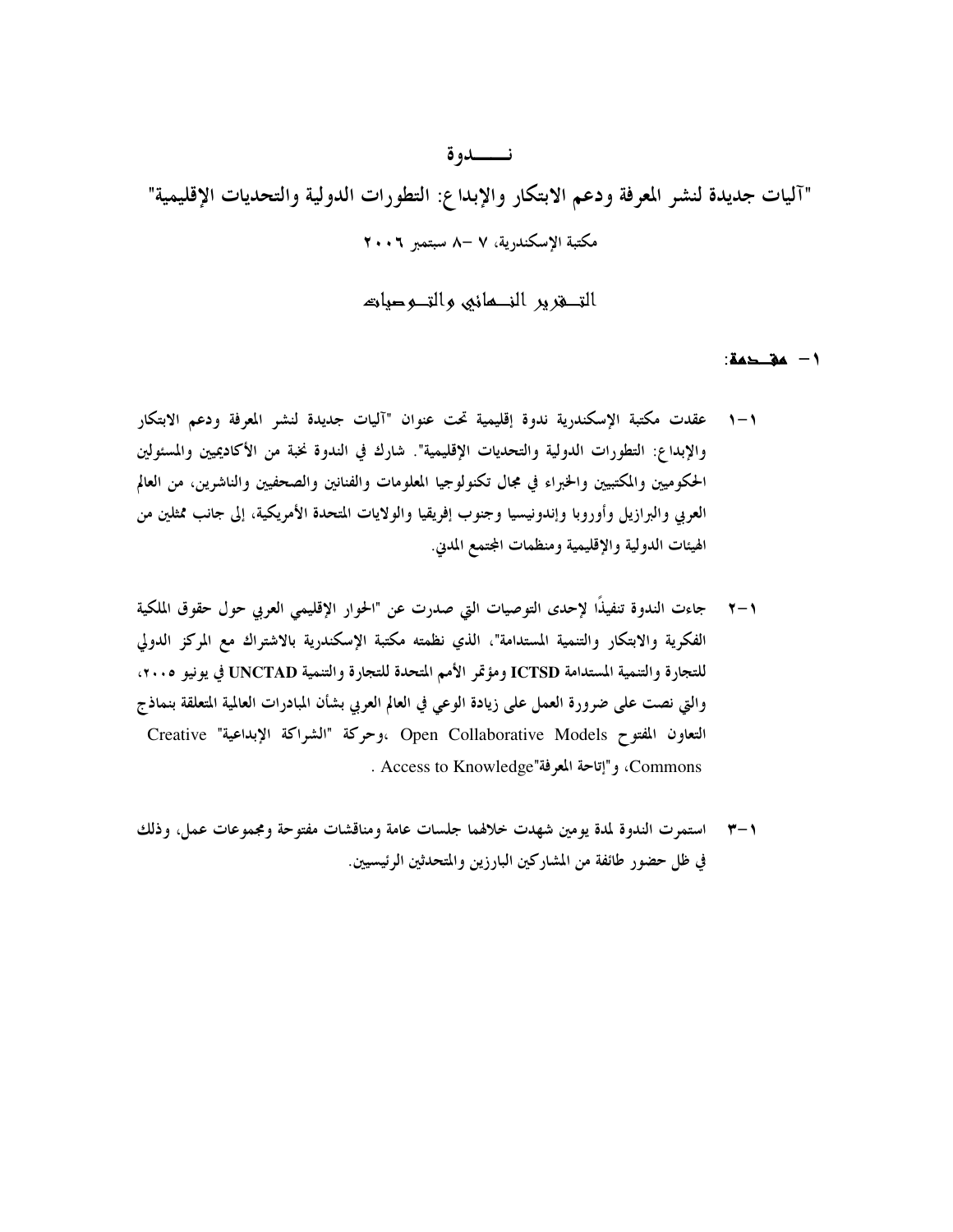## نـــــــدوة

## "آليات جديدة لنشر المعرفة ودعم الابتكار والإبداع: التطورات الدولية والتحديات الإقليمية"

مكتبة الإسكندرية، ٧ –٨ سبتمبر ٢٠٠٦

### التـــقرير النـــهائي والتـــوصيات

### ١ – مقـــدمة:

١–١ عقدت مكتبة الإسكندرية ندوة إقليمية تحت عنوان "آليات جديدة لنشر المعرفة ودعم الابتكار والإبداع: التطورات الدولية والتحديات الإقليمية". شارك في الندوة نخبة من الأكاديميين والمسئولين الحكوميين والمكتبيين والخبراء في مجال تكنولوجيا المعلومات والفنانين والصحفيين والناشرين، من العالم العربي والبرازيل وأوروبا وإندونيسيا وجنوب إفريقيا والولايات المتحدة الأمريكية، إلى جانب ممثلين من الهيئات الدولية والإقليمية ومنظمات المجتمع المدني.

١–٢ جاءت الندوة تنفيذاً لإحدى التوصيات التي صدرت عن "الحوار الإقليمي العربي حول حقوق الملكية الفكرية والابتكار والتنمية المستدامة"، الذي نظمته مكتبة الإسكندرية بالاشتراك مع المركز الدولي للتجارة والتنمية المستدامة **ICTSD** ومؤتمر الأمم المتحدة للتجارة والتنمية **UNCTAD** في يونيو ٢٠٠٥، والتي نصت على ضرورة العمل على زيادة الوعي في العالم العربي بشأن المبادرات العالمية المتعلقة بنماذج التعاون المفتوح Open Collaborative Models ،وحركة "الشراكة الإبداعية" Creative Commons، و"إتاحة المعرفة"Access to Knowledge .

١–٣ استمرت الندوة لمدة يومين شهدت خلالهما جلسات عامة ومناقشات مفتوحة ومجموعات عمل، وذلك في ظل حضور طائفة من المشاركين البارزين والمتحدثين الرئيسيين.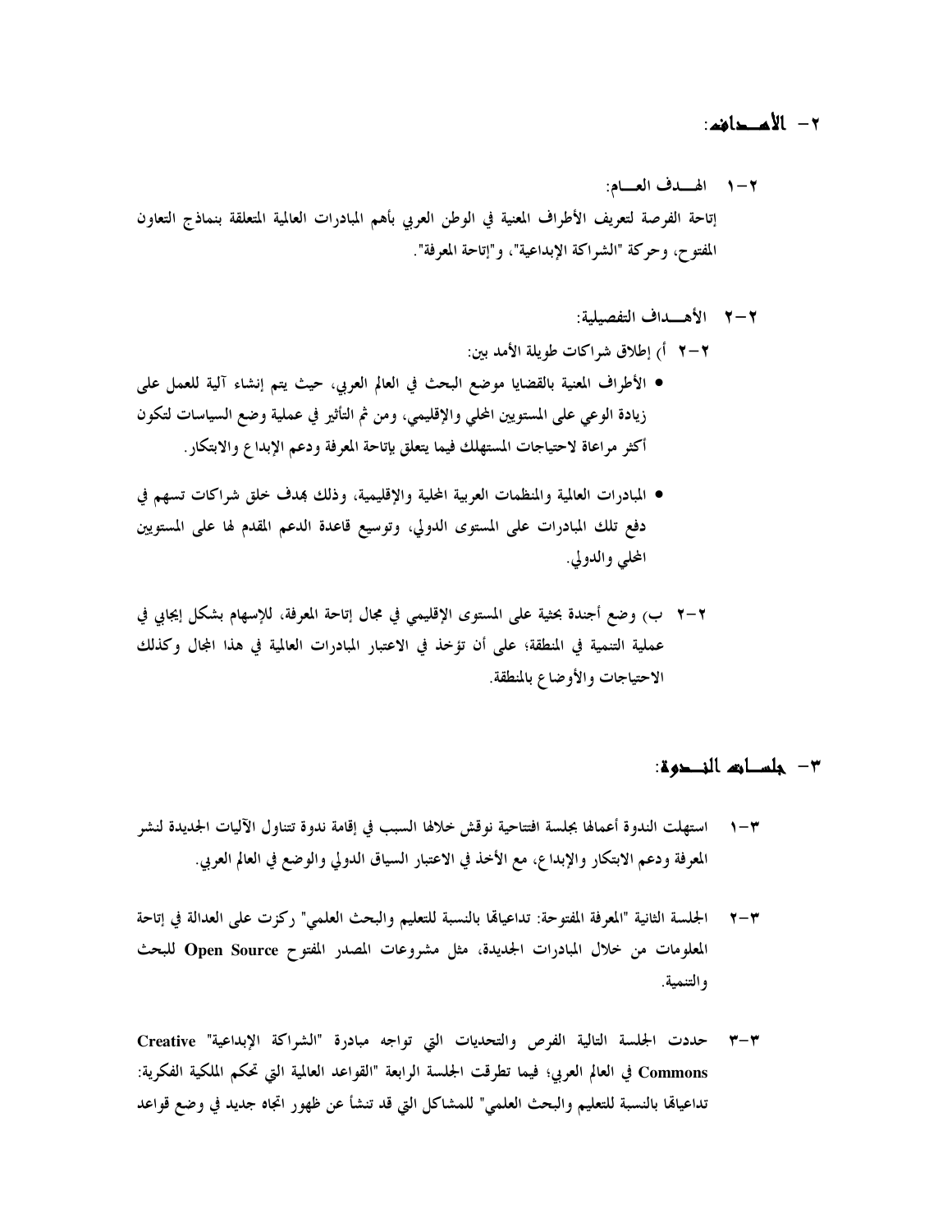## ٢- الأهـــداف:

### ٢-١ الهـــدف العـــام:

إتاحة الفرصة لتعريف الأطراف المعنية في الوطن العربي بأهم المبادرات العالمية المتعلقة بنماذج التعاون المفتوح، وحركة "الشراكة الإبداعية"، و"إتاحة المعرفة".

### ٢-٢ الأهـــداف التفصيلية:

٢-٢ أ) إطلاق شراكات طويلة الأمد بين:

- الأطراف المعنية بالقضايا موضع البحث في العالم العربي، حيث يتم إنشاء آلية للعمل على زيادة الوعي على المستويين المحلي والإقليمي، ومن ثم التأثير في عملية وضع السياسات لتكون أكثر مراعاة لاحتياجات المستهلك فيما يتعلق بإتاحة المعرفة ودعم الإبداع والابتكار.

- المبادرات العالمية والمنظمات العربية المحلية والإقليمية، وذلك بهدف خلق شراكات تسهم في دفع تلك المبادرات على المستوى الدولي، وتوسيع قاعدة الدعم المقدم لها على المستويين المحلي والدولي.

٢-٢ ب) وضع أجندة بحثية على المستوى الإقليمي في مجال إتاحة المعرفة، للإسهام بشكل إيجابي في عملية التنمية في المنطقة؛ على أن تؤخذ في الاعتبار المبادرات العالمية في هذا المجال وكذلك الاحتياجات والأوضاع بالمنطقة.

## ٣- جلسات النـــدوة:

٣-١ استهلت الندوة أعمالها بجلسة افتتاحية نوقش خلالها السبب في إقامة ندوة تتناول الآليات الجديدة لنشر المعرفة ودعم الابتكار والإبداع، مع الأخذ في الاعتبار السياق الدولي والوضع في العالم العربي.

٣-٢ الجلسة الثانية "المعرفة المفتوحة: تداعياتها بالنسبة للتعليم والبحث العلمي" ركزت على العدالة في إتاحة المعلومات من خلال المبادرات الجديدة، مثل مشروعات المصدر المفتوح **Open Source** للبحث والتنمية.

٣-٣ حددت الجلسة التالية الفرص والتحديات التي تواجه مبادرة "الشراكة الإبداعية" **Creative Commons** في العالم العربي؛ فيما تطرقت الجلسة الرابعة "القواعد العالمية التي تحكم الملكية الفكرية: تداعياتها بالنسبة للتعليم والبحث العلمي" للمشاكل التي قد تنشأ عن ظهور اتجاه جديد في وضع قواعد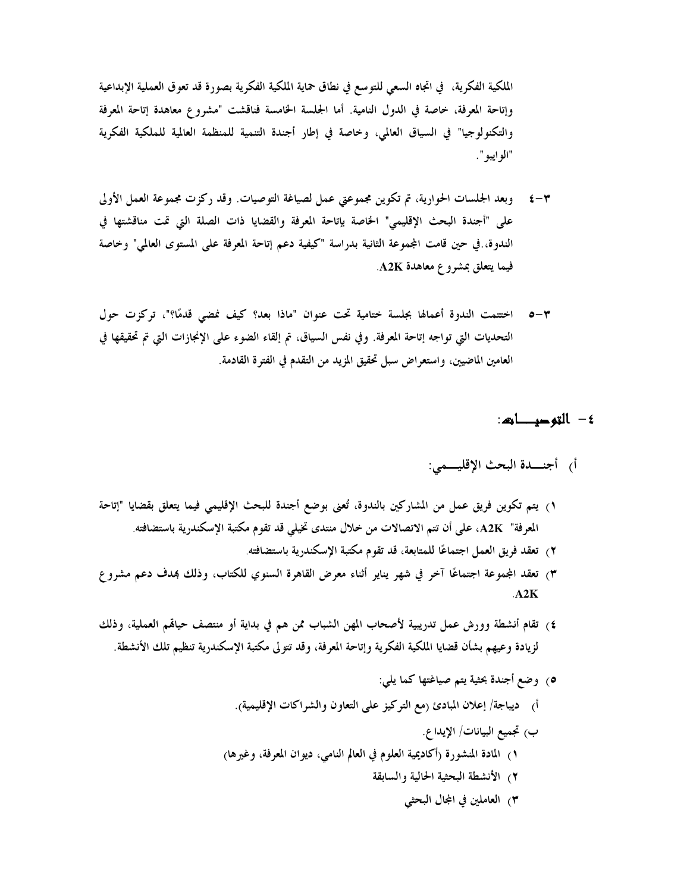الملكية الفكرية، في اتجاه السعي للتوسع في نطاق حماية الملكية الفكرية بصورة قد تعوق العملية الإبداعية وإتاحة المعرفة، خاصة في الدول النامية. أما الجلسة الخامسة فناقشت "مشروع معاهدة إتاحة المعرفة والتكنولوجيا" في السياق العالمي، وخاصة في إطار أجندة التنمية للمنظمة العالمية للملكية الفكرية "الوايبو".

٣-٤ وبعد الجلسات الحوارية، تم تكوين مجموعتي عمل لصياغة التوصيات. وقد ركزت مجموعة العمل الأولى على "أجندة البحث الإقليمي" الخاصة بإتاحة المعرفة والقضايا ذات الصلة التي تمت مناقشتها في الندوة،.في حين قامت المجموعة الثانية بدراسة "كيفية دعم إتاحة المعرفة على المستوى العالمي" وخاصة فيما يتعلق بمشروع معاهدة **A2K**.

٣-٥ اختتمت الندوة أعمالها بجلسة ختامية تحت عنوان "ماذا بعد؟ كيف نمضي قدمًا؟"، تركزت حول التحديات التي تواجه إتاحة المعرفة. وفي نفس السياق، تم إلقاء الضوء على الإنجازات التي تم تحقيقها في العامين الماضيين، واستعراض سبل تحقيق المزيد من التقدم في الفترة القادمة.

## ٤- التوصيـــات:

### أ) أجنـــدة البحث الإقليـــمي:

١) يتم تكوين فريق عمل من المشاركين بالندوة، تُعنى بوضع أجندة للبحث الإقليمي فيما يتعلق بقضايا "إتاحة المعرفة" **A2K**، على أن تتم الاتصالات من خلال منتدى تخيلي قد تقوم مكتبة الإسكندرية باستضافته.

٢) تعقد فريق العمل اجتماعًا للمتابعة، قد تقوم مكتبة الإسكندرية باستضافته.

٣) تعقد المجموعة اجتماعًا آخر في شهر يناير أثناء معرض القاهرة السنوي للكتاب، وذلك بهدف دعم مشروع **A2K**.

٤) تقام أنشطة وورش عمل تدريبية لأصحاب المهن الشباب ممن هم في بداية أو منتصف حياتهم العملية، وذلك لزيادة وعيهم بشأن قضايا الملكية الفكرية وإتاحة المعرفة، وقد تتولى مكتبة الإسكندرية تنظيم تلك الأنشطة.

٥) وضع أجندة بحثية يتم صياغتها كما يلي:

أ) ديباجة/ إعلان المبادئ (مع التركيز على التعاون والشراكات الإقليمية).

ب) تجميع البيانات/ الإيداع.

١) المادة المنشورة (أكاديمية العلوم في العالم النامي، ديوان المعرفة، وغيرها)

٢) الأنشطة البحثية الحالية والسابقة

٣) العاملين في المجال البحثي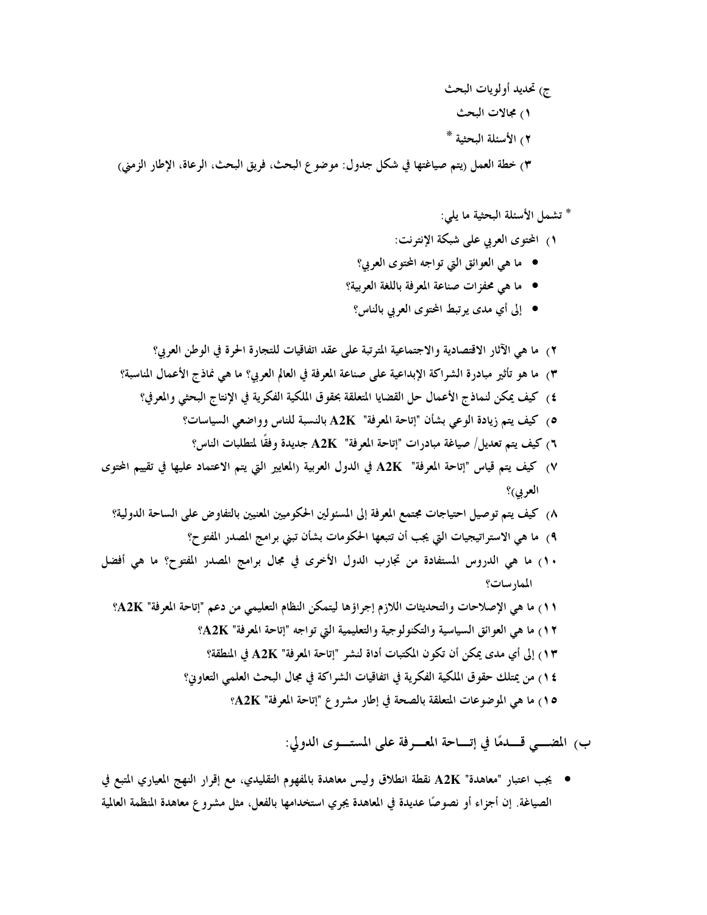ج) تحديد أولويات البحث

١) مجالات البحث

٢) الأسئلة البحثية *

٣) خطة العمل (يتم صياغتها في شكل جدول: موضوع البحث، فريق البحث، الرعاة، الإطار الزمني)

* تشمل الأسئلة البحثية ما يلي:

١) المحتوى العربي على شبكة الإنترنت:

- ما هي العوائق التي تواجه المحتوى العربي؟
- ما هي محفزات صناعة المعرفة باللغة العربية؟
- إلى أي مدى يرتبط المحتوى العربي بالناس؟

٢) ما هي الآثار الاقتصادية والاجتماعية المترتبة على عقد اتفاقيات للتجارة الحرة في الوطن العربي؟

٣) ما هو تأثير مبادرة الشراكة الإبداعية على صناعة المعرفة في العالم العربي؟ ما هي نماذج الأعمال المناسبة؟

٤) كيف يمكن لنماذج الأعمال حل القضايا المتعلقة بحقوق الملكية الفكرية في الإنتاج البحثي والمعرفي؟

٥) كيف يتم زيادة الوعي بشأن "إتاحة المعرفة" A2K بالنسبة للناس وواضعي السياسات؟

٦) كيف يتم تعديل/ صياغة مبادرات "إتاحة المعرفة" A2K جديدة وفقًا لمتطلبات الناس؟

٧) كيف يتم قياس "إتاحة المعرفة" A2K في الدول العربية (المعايير التي يتم الاعتماد عليها في تقييم المحتوى العربي)؟

٨) كيف يتم توصيل احتياجات مجتمع المعرفة إلى المسئولين الحكوميين المعنيين بالتفاوض على الساحة الدولية؟

٩) ما هي الاستراتيجيات التي يجب أن تتبعها الحكومات بشأن تبني برامج المصدر المفتوح؟

١٠) ما هي الدروس المستفادة من تجارب الدول الأخرى في مجال برامج المصدر المفتوح؟ ما هي أفضل الممارسات؟

١١) ما هي الإصلاحات والتحديثات اللازم إجراؤها ليتمكن النظام التعليمي من دعم "إتاحة المعرفة" A2K؟

١٢) ما هي العوائق السياسية والتكنولوجية والتعليمية التي تواجه "إتاحة المعرفة" A2K؟

١٣) إلى أي مدى يمكن أن تكون المكتبات أداة لنشر "إتاحة المعرفة" A2K في المنطقة؟

١٤) من يمتلك حقوق الملكية الفكرية في اتفاقيات الشراكة في مجال البحث العلمي التعاوني؟

١٥) ما هي الموضوعات المتعلقة بالصحة في إطار مشروع "إتاحة المعرفة" A2K؟

## ب) المضي قدمًا في إتاحة المعرفة على المستوى الدولي:

- يجب اعتبار "معاهدة" A2K نقطة انطلاق وليس معاهدة بالمفهوم التقليدي، مع إقرار النهج المعياري المتبع في الصياغة. إن أجزاء أو نصوصًا عديدة في المعاهدة يجري استخدامها بالفعل، مثل مشروع معاهدة المنظمة العالمية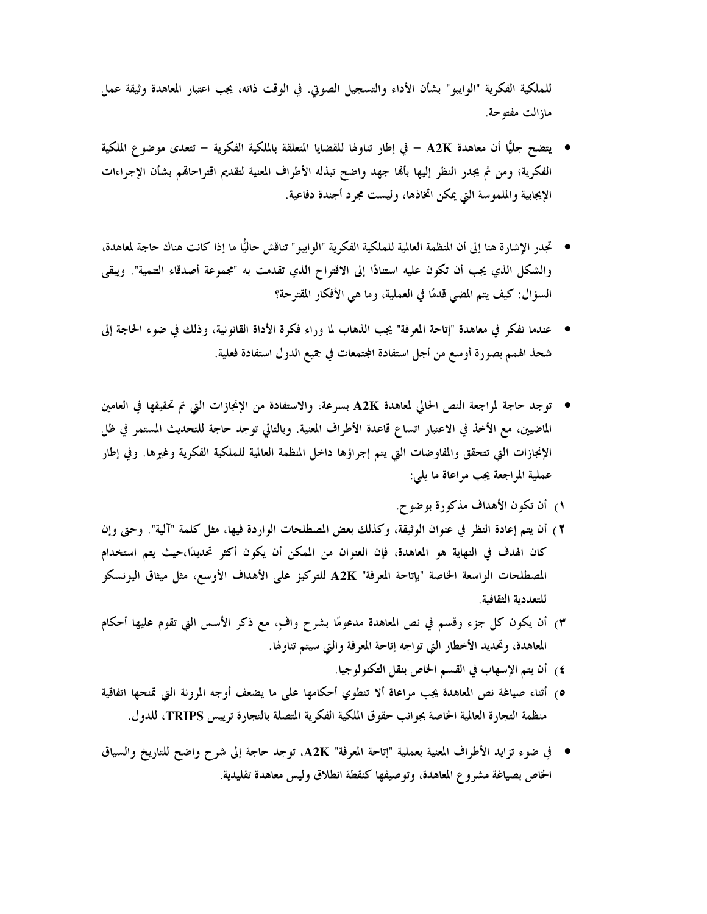للملكية الفكرية "الوايبو" بشأن الأداء والتسجيل الصوتي. في الوقت ذاته، يجب اعتبار المعاهدة وثيقة عمل مازالت مفتوحة.

- يتضح جليًّا أن معاهدة **A2K** – في إطار تناولها للقضايا المتعلقة بالملكية الفكرية – تتعدى موضوع الملكية الفكرية؛ ومن ثم يجدر النظر إليها بأنها جهد واضح تبذله الأطراف المعنية لتقديم اقتراحاتهم بشأن الإجراءات الإيجابية والملموسة التي يمكن اتخاذها، وليست مجرد أجندة دفاعية.

- تجدر الإشارة هنا إلى أن المنظمة العالمية للملكية الفكرية "الوايبو" تناقش حاليًّا ما إذا كانت هناك حاجة لمعاهدة، والشكل الذي يجب أن تكون عليه استنادًا إلى الاقتراح الذي تقدمت به "مجموعة أصدقاء التنمية". ويبقى السؤال: كيف يتم المضي قدمًا في العملية، وما هي الأفكار المقترحة؟

- عندما نفكر في معاهدة "إتاحة المعرفة" يجب الذهاب لما وراء فكرة الأداة القانونية، وذلك في ضوء الحاجة إلى شحذ الهمم بصورة أوسع من أجل استفادة المجتمعات في جميع الدول استفادة فعلية.

- توجد حاجة لمراجعة النص الحالي لمعاهدة **A2K** بسرعة، والاستفادة من الإنجازات التي تم تحقيقها في العامين الماضيين، مع الأخذ في الاعتبار اتساع قاعدة الأطراف المعنية. وبالتالي توجد حاجة للتحديث المستمر في ظل الإنجازات التي تتحقق والمفاوضات التي يتم إجراؤها داخل المنظمة العالمية للملكية الفكرية وغيرها. وفي إطار عملية المراجعة يجب مراعاة ما يلي:

١) أن تكون الأهداف مذكورة بوضوح.

٢) أن يتم إعادة النظر في عنوان الوثيقة، وكذلك بعض المصطلحات الواردة فيها، مثل كلمة "آلية". وحتى وإن كان الهدف في النهاية هو المعاهدة، فإن العنوان من الممكن أن يكون أكثر تحديدًا،حيث يتم استخدام المصطلحات الواسعة الخاصة "بإتاحة المعرفة" **A2K** للتركيز على الأهداف الأوسع، مثل ميثاق اليونسكو للتعددية الثقافية.

٣) أن يكون كل جزء وقسم في نص المعاهدة مدعومًا بشرح وافٍ، مع ذكر الأسس التي تقوم عليها أحكام المعاهدة، وتحديد الأخطار التي تواجه إتاحة المعرفة والتي سيتم تناولها.

٤) أن يتم الإسهاب في القسم الخاص بنقل التكنولوجيا.

٥) أثناء صياغة نص المعاهدة يجب مراعاة ألا تنطوي أحكامها على ما يضعف أوجه المرونة التي تمنحها اتفاقية منظمة التجارة العالمية الخاصة بجوانب حقوق الملكية الفكرية المتصلة بالتجارة تريبس **TRIPS**، للدول.

- في ضوء تزايد الأطراف المعنية بعملية "إتاحة المعرفة" **A2K**، توجد حاجة إلى شرح واضح للتاريخ والسياق الخاص بصياغة مشروع المعاهدة، وتوصيفها كنقطة انطلاق وليس معاهدة تقليدية.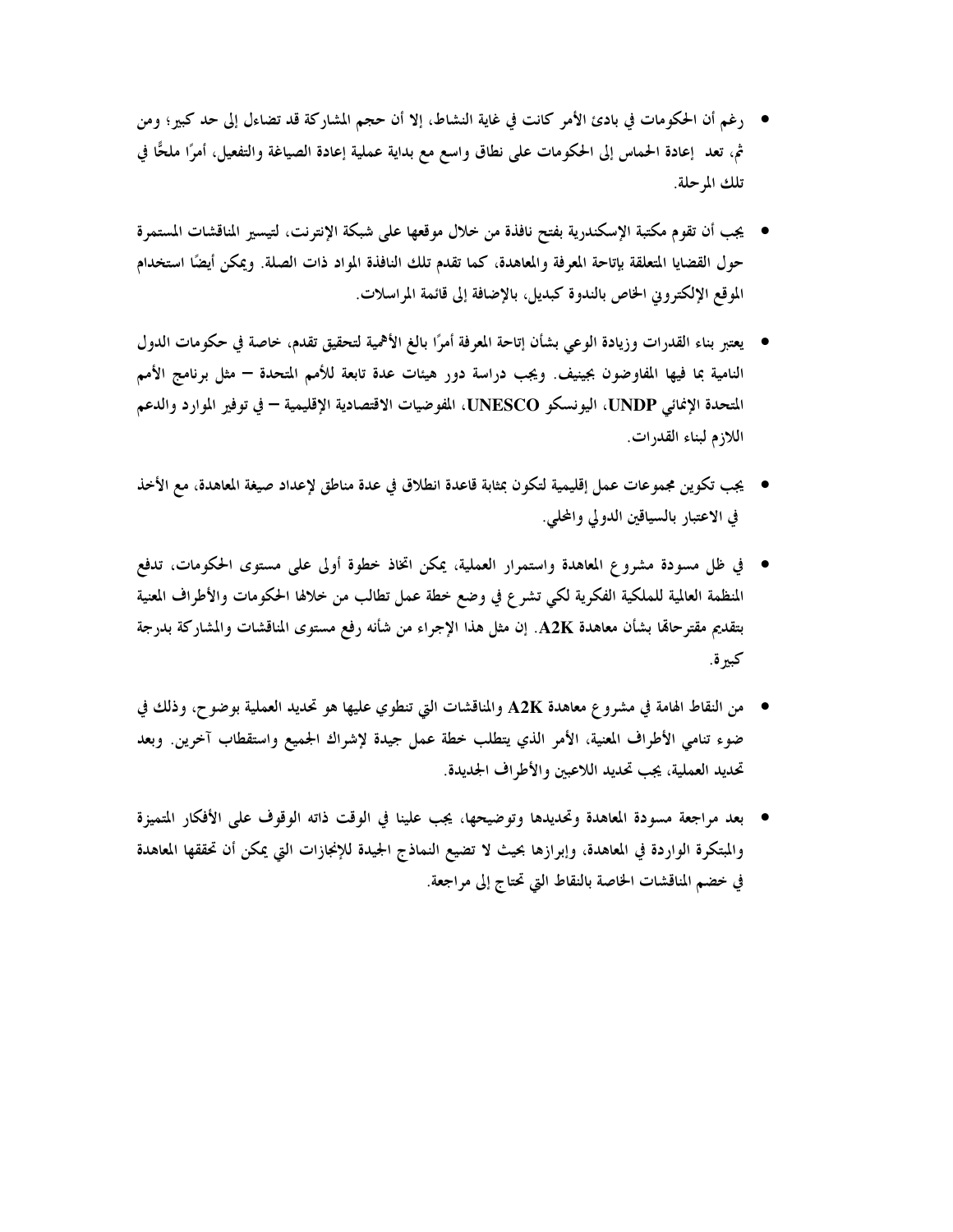- رغم أن الحكومات في بادئ الأمر كانت في غاية النشاط، إلا أن حجم المشاركة قد تضاءل إلى حد كبير؛ ومن ثم، تعد إعادة الحماس إلى الحكومات على نطاق واسع مع بداية عملية إعادة الصياغة والتفعيل، أمرًا ملحًّا في تلك المرحلة.

- يجب أن تقوم مكتبة الإسكندرية بفتح نافذة من خلال موقعها على شبكة الإنترنت، لتيسير المناقشات المستمرة حول القضايا المتعلقة بإتاحة المعرفة والمعاهدة، كما تقدم تلك النافذة المواد ذات الصلة. ويمكن أيضًا استخدام الموقع الإلكتروني الخاص بالندوة كبديل، بالإضافة إلى قائمة المراسلات.

- يعتبر بناء القدرات وزيادة الوعي بشأن إتاحة المعرفة أمرًا بالغ الأهمية لتحقيق تقدم، خاصة في حكومات الدول النامية بما فيها المفاوضون بجينيف. ويجب دراسة دور هيئات عدة تابعة للأمم المتحدة – مثل برنامج الأمم المتحدة الإنمائي **UNDP**، اليونسكو **UNESCO**، المفوضيات الاقتصادية الإقليمية – في توفير الموارد والدعم اللازم لبناء القدرات.

- يجب تكوين مجموعات عمل إقليمية لتكون بمثابة قاعدة انطلاق في عدة مناطق لإعداد صيغة المعاهدة، مع الأخذ في الاعتبار بالسياقين الدولي والمحلي.

- في ظل مسودة مشروع المعاهدة واستمرار العملية، يمكن اتخاذ خطوة أولى على مستوى الحكومات، تدفع المنظمة العالمية للملكية الفكرية لكي تشرع في وضع خطة عمل تطالب من خلالها الحكومات والأطراف المعنية بتقديم مقترحاتها بشأن معاهدة **A2K**. إن مثل هذا الإجراء من شأنه رفع مستوى المناقشات والمشاركة بدرجة كبيرة.

- من النقاط الهامة في مشروع معاهدة **A2K** والمناقشات التي تنطوي عليها هو تحديد العملية بوضوح، وذلك في ضوء تنامي الأطراف المعنية، الأمر الذي يتطلب خطة عمل جيدة لإشراك الجميع واستقطاب آخرين. وبعد تحديد العملية، يجب تحديد اللاعبين والأطراف الجديدة.

- بعد مراجعة مسودة المعاهدة وتحديدها وتوضيحها، يجب علينا في الوقت ذاته الوقوف على الأفكار المتميزة والمبتكرة الواردة في المعاهدة، وإبرازها بحيث لا تضيع النماذج الجيدة للإنجازات التي يمكن أن تحققها المعاهدة في خضم المناقشات الخاصة بالنقاط التي تحتاج إلى مراجعة.